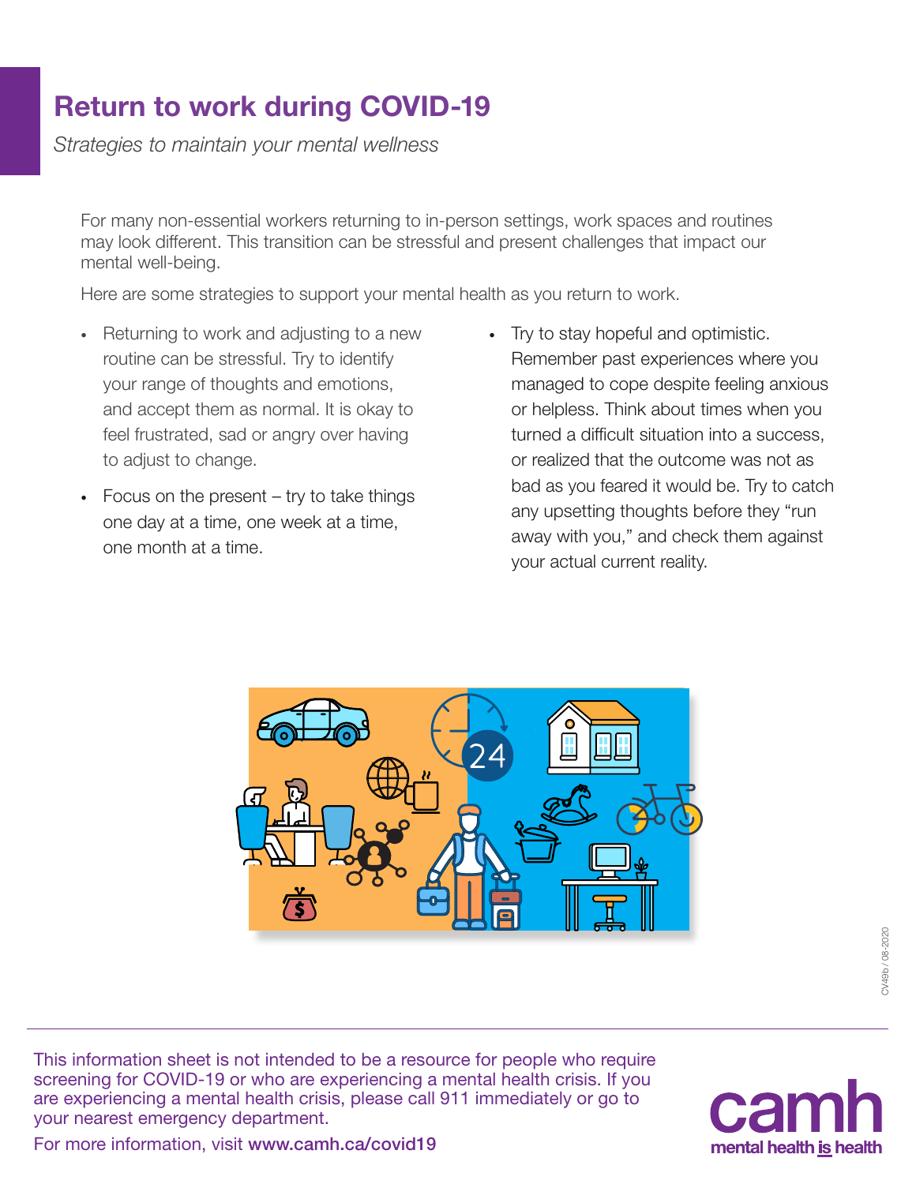# Return to work during COVID-19

*Strategies to maintain your mental wellness*

For many non-essential workers returning to in-person settings, work spaces and routines may look different. This transition can be stressful and present challenges that impact our mental well-being.

Here are some strategies to support your mental health as you return to work.

- Returning to work and adjusting to a new routine can be stressful. Try to identify your range of thoughts and emotions, and accept them as normal. It is okay to feel frustrated, sad or angry over having to adjust to change.
- Focus on the present – try to take things one day at a time, one week at a time, one month at a time.
- Try to stay hopeful and optimistic. Remember past experiences where you managed to cope despite feeling anxious or helpless. Think about times when you turned a difficult situation into a success, or realized that the outcome was not as bad as you feared it would be. Try to catch any upsetting thoughts before they "run away with you," and check them against your actual current reality.

CV49b / 08-2020

This information sheet is not intended to be a resource for people who require screening for COVID-19 or who are experiencing a mental health crisis. If you are experiencing a mental health crisis, please call 911 immediately or go to your nearest emergency department.

For more information, visit **www.camh.ca/covid19**

camh
mental health is health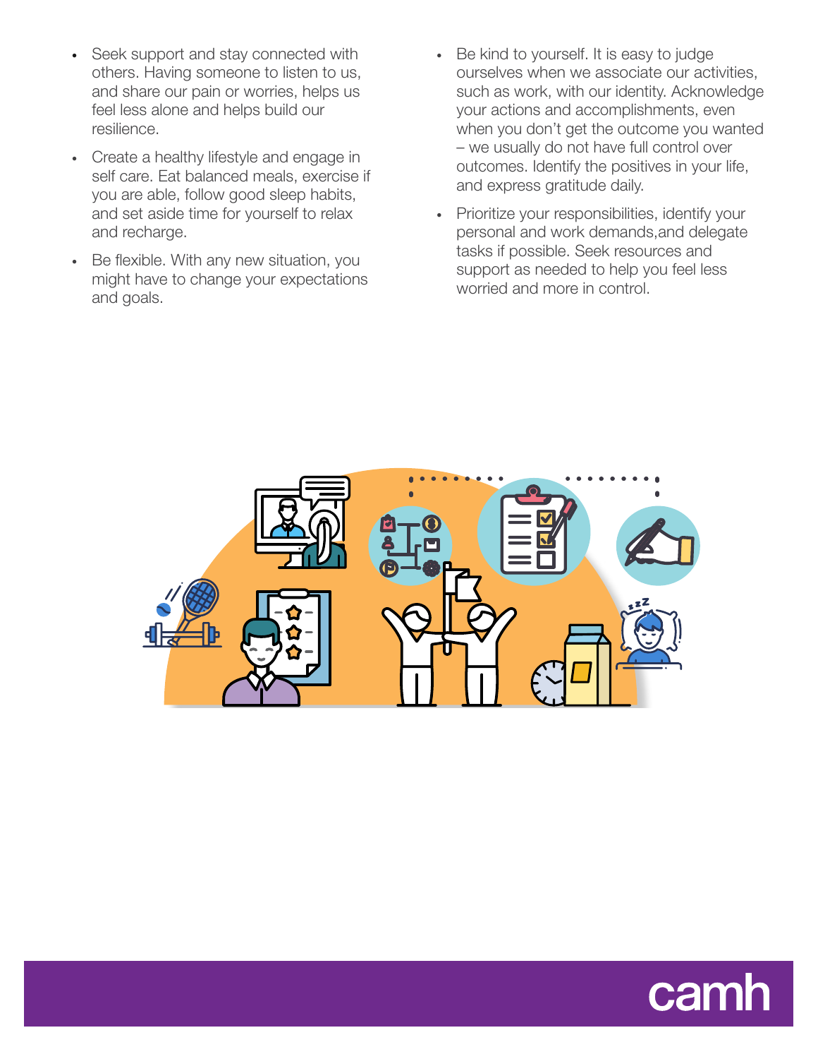- Seek support and stay connected with others. Having someone to listen to us, and share our pain or worries, helps us feel less alone and helps build our resilience.
- Create a healthy lifestyle and engage in self care. Eat balanced meals, exercise if you are able, follow good sleep habits, and set aside time for yourself to relax and recharge.
- Be flexible. With any new situation, you might have to change your expectations and goals.
- Be kind to yourself. It is easy to judge ourselves when we associate our activities, such as work, with our identity. Acknowledge your actions and accomplishments, even when you don't get the outcome you wanted – we usually do not have full control over outcomes. Identify the positives in your life, and express gratitude daily.
- Prioritize your responsibilities, identify your personal and work demands,and delegate tasks if possible. Seek resources and support as needed to help you feel less worried and more in control.